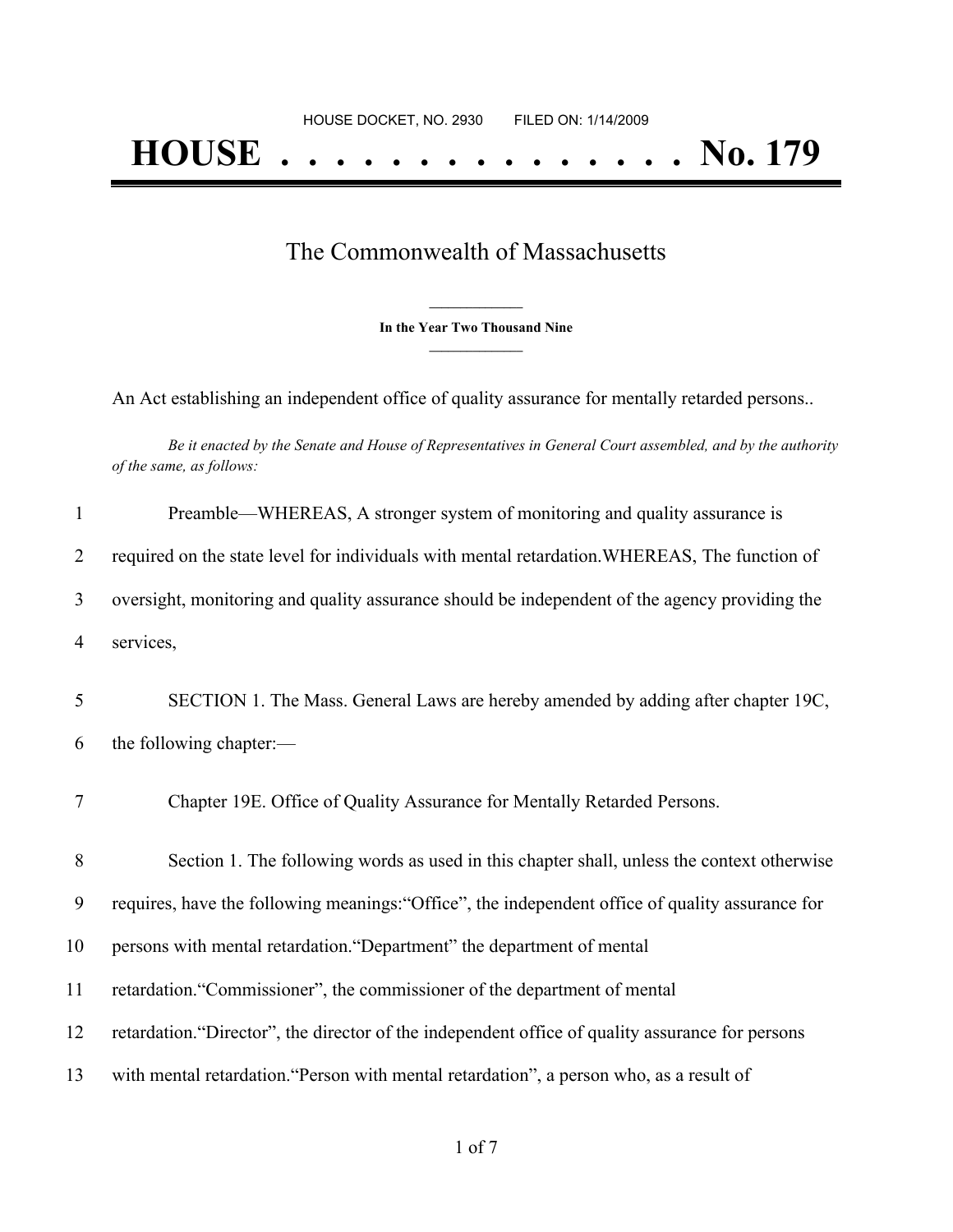HOUSE DOCKET, NO. 2930        FILED ON: 1/14/2009

# HOUSE . . . . . . . . . . . . . . . No. 179

## The Commonwealth of Massachusetts

**In the Year Two Thousand Nine**

An Act establishing an independent office of quality assurance for mentally retarded persons..

*Be it enacted by the Senate and House of Representatives in General Court assembled, and by the authority of the same, as follows:*

Preamble—WHEREAS, A stronger system of monitoring and quality assurance is required on the state level for individuals with mental retardation.WHEREAS, The function of oversight, monitoring and quality assurance should be independent of the agency providing the services,

SECTION 1. The Mass. General Laws are hereby amended by adding after chapter 19C, the following chapter:—

Chapter 19E. Office of Quality Assurance for Mentally Retarded Persons.

Section 1. The following words as used in this chapter shall, unless the context otherwise requires, have the following meanings:"Office", the independent office of quality assurance for persons with mental retardation."Department" the department of mental retardation."Commissioner", the commissioner of the department of mental retardation."Director", the director of the independent office of quality assurance for persons with mental retardation."Person with mental retardation", a person who, as a result of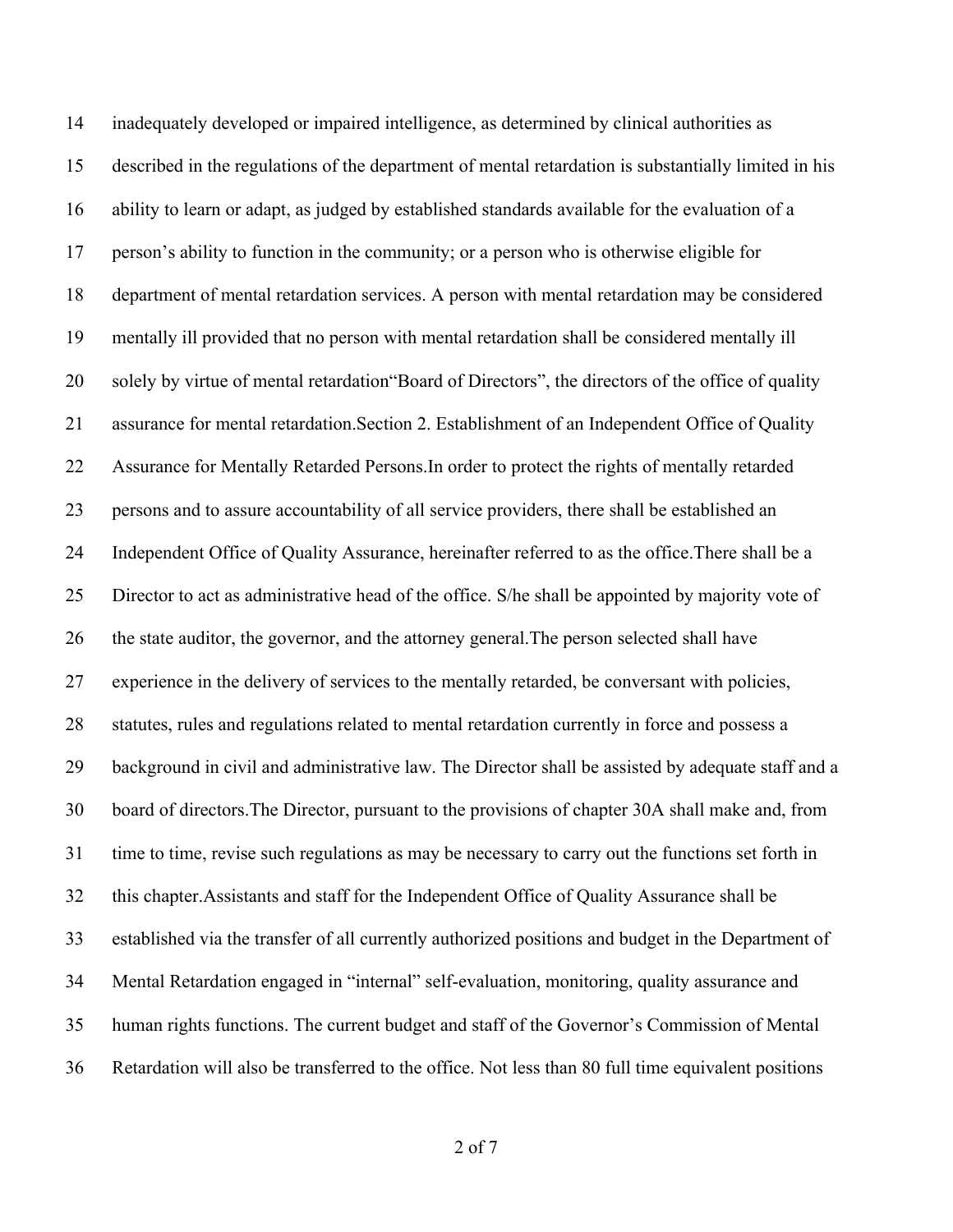inadequately developed or impaired intelligence, as determined by clinical authorities as described in the regulations of the department of mental retardation is substantially limited in his ability to learn or adapt, as judged by established standards available for the evaluation of a person's ability to function in the community; or a person who is otherwise eligible for department of mental retardation services. A person with mental retardation may be considered mentally ill provided that no person with mental retardation shall be considered mentally ill solely by virtue of mental retardation"Board of Directors", the directors of the office of quality assurance for mental retardation.Section 2. Establishment of an Independent Office of Quality Assurance for Mentally Retarded Persons.In order to protect the rights of mentally retarded persons and to assure accountability of all service providers, there shall be established an Independent Office of Quality Assurance, hereinafter referred to as the office.There shall be a Director to act as administrative head of the office. S/he shall be appointed by majority vote of the state auditor, the governor, and the attorney general.The person selected shall have experience in the delivery of services to the mentally retarded, be conversant with policies, statutes, rules and regulations related to mental retardation currently in force and possess a background in civil and administrative law. The Director shall be assisted by adequate staff and a board of directors.The Director, pursuant to the provisions of chapter 30A shall make and, from time to time, revise such regulations as may be necessary to carry out the functions set forth in this chapter.Assistants and staff for the Independent Office of Quality Assurance shall be established via the transfer of all currently authorized positions and budget in the Department of Mental Retardation engaged in "internal" self-evaluation, monitoring, quality assurance and human rights functions. The current budget and staff of the Governor's Commission of Mental Retardation will also be transferred to the office. Not less than 80 full time equivalent positions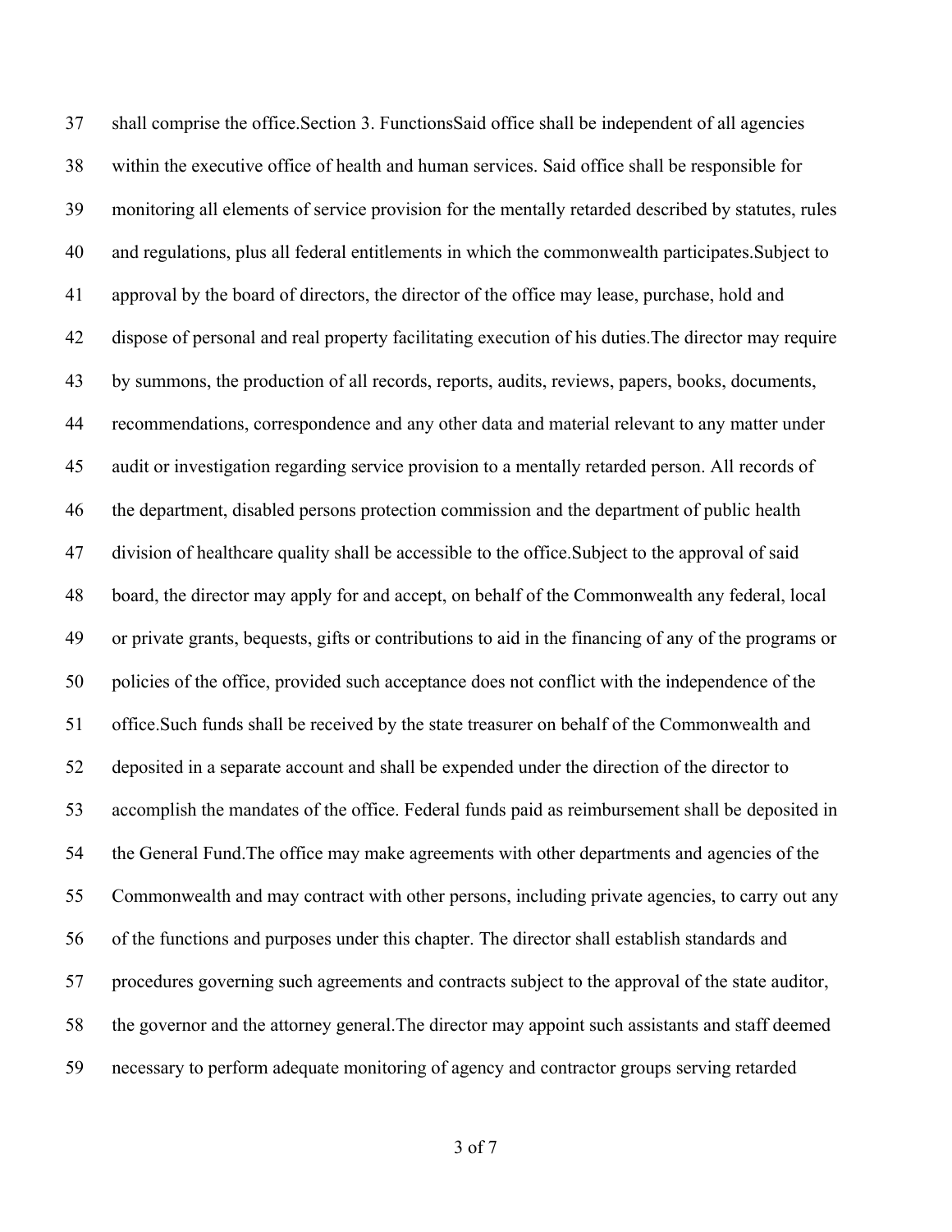shall comprise the office.Section 3. FunctionsSaid office shall be independent of all agencies within the executive office of health and human services. Said office shall be responsible for monitoring all elements of service provision for the mentally retarded described by statutes, rules and regulations, plus all federal entitlements in which the commonwealth participates.Subject to approval by the board of directors, the director of the office may lease, purchase, hold and dispose of personal and real property facilitating execution of his duties.The director may require by summons, the production of all records, reports, audits, reviews, papers, books, documents, recommendations, correspondence and any other data and material relevant to any matter under audit or investigation regarding service provision to a mentally retarded person. All records of the department, disabled persons protection commission and the department of public health division of healthcare quality shall be accessible to the office.Subject to the approval of said board, the director may apply for and accept, on behalf of the Commonwealth any federal, local or private grants, bequests, gifts or contributions to aid in the financing of any of the programs or policies of the office, provided such acceptance does not conflict with the independence of the office.Such funds shall be received by the state treasurer on behalf of the Commonwealth and deposited in a separate account and shall be expended under the direction of the director to accomplish the mandates of the office. Federal funds paid as reimbursement shall be deposited in the General Fund.The office may make agreements with other departments and agencies of the Commonwealth and may contract with other persons, including private agencies, to carry out any of the functions and purposes under this chapter. The director shall establish standards and procedures governing such agreements and contracts subject to the approval of the state auditor, the governor and the attorney general.The director may appoint such assistants and staff deemed necessary to perform adequate monitoring of agency and contractor groups serving retarded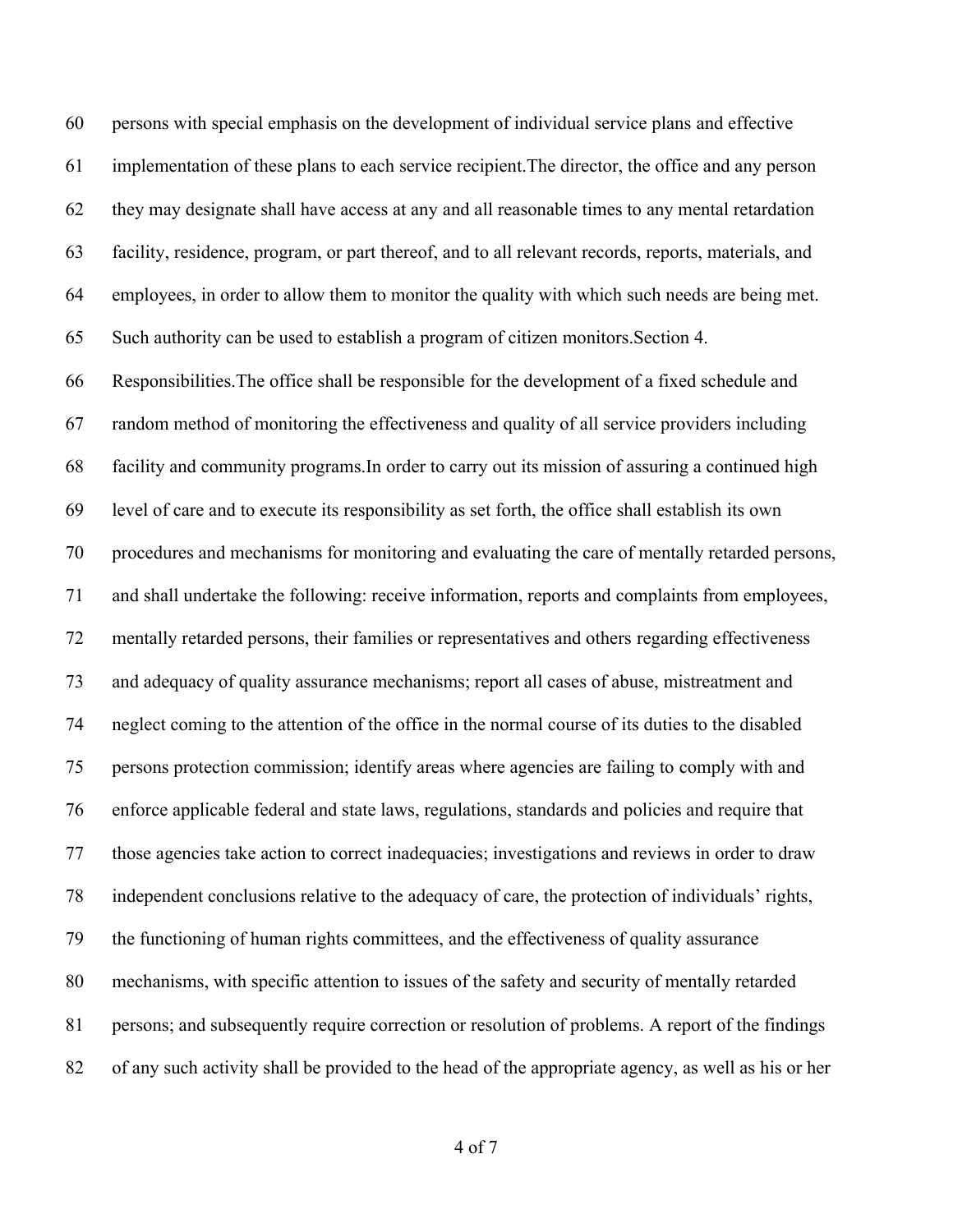persons with special emphasis on the development of individual service plans and effective implementation of these plans to each service recipient.The director, the office and any person they may designate shall have access at any and all reasonable times to any mental retardation facility, residence, program, or part thereof, and to all relevant records, reports, materials, and employees, in order to allow them to monitor the quality with which such needs are being met. Such authority can be used to establish a program of citizen monitors.Section 4. Responsibilities.The office shall be responsible for the development of a fixed schedule and random method of monitoring the effectiveness and quality of all service providers including facility and community programs.In order to carry out its mission of assuring a continued high level of care and to execute its responsibility as set forth, the office shall establish its own procedures and mechanisms for monitoring and evaluating the care of mentally retarded persons, and shall undertake the following: receive information, reports and complaints from employees, mentally retarded persons, their families or representatives and others regarding effectiveness and adequacy of quality assurance mechanisms; report all cases of abuse, mistreatment and neglect coming to the attention of the office in the normal course of its duties to the disabled persons protection commission; identify areas where agencies are failing to comply with and enforce applicable federal and state laws, regulations, standards and policies and require that those agencies take action to correct inadequacies; investigations and reviews in order to draw independent conclusions relative to the adequacy of care, the protection of individuals' rights, the functioning of human rights committees, and the effectiveness of quality assurance mechanisms, with specific attention to issues of the safety and security of mentally retarded persons; and subsequently require correction or resolution of problems. A report of the findings of any such activity shall be provided to the head of the appropriate agency, as well as his or her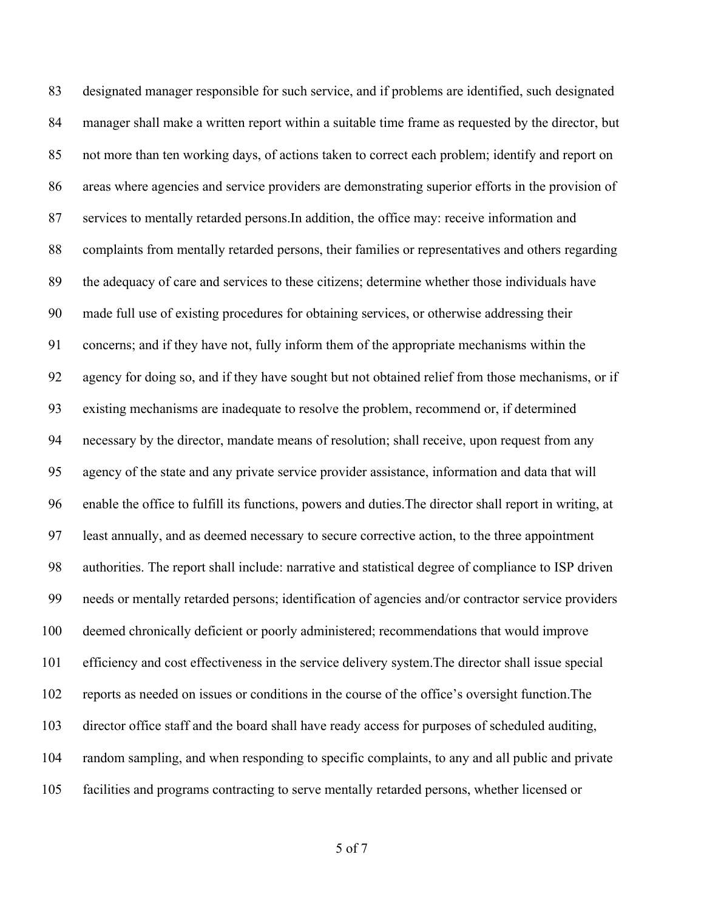83 designated manager responsible for such service, and if problems are identified, such designated
84 manager shall make a written report within a suitable time frame as requested by the director, but
85 not more than ten working days, of actions taken to correct each problem; identify and report on
86 areas where agencies and service providers are demonstrating superior efforts in the provision of
87 services to mentally retarded persons.In addition, the office may: receive information and
88 complaints from mentally retarded persons, their families or representatives and others regarding
89 the adequacy of care and services to these citizens; determine whether those individuals have
90 made full use of existing procedures for obtaining services, or otherwise addressing their
91 concerns; and if they have not, fully inform them of the appropriate mechanisms within the
92 agency for doing so, and if they have sought but not obtained relief from those mechanisms, or if
93 existing mechanisms are inadequate to resolve the problem, recommend or, if determined
94 necessary by the director, mandate means of resolution; shall receive, upon request from any
95 agency of the state and any private service provider assistance, information and data that will
96 enable the office to fulfill its functions, powers and duties.The director shall report in writing, at
97 least annually, and as deemed necessary to secure corrective action, to the three appointment
98 authorities. The report shall include: narrative and statistical degree of compliance to ISP driven
99 needs or mentally retarded persons; identification of agencies and/or contractor service providers
100 deemed chronically deficient or poorly administered; recommendations that would improve
101 efficiency and cost effectiveness in the service delivery system.The director shall issue special
102 reports as needed on issues or conditions in the course of the office's oversight function.The
103 director office staff and the board shall have ready access for purposes of scheduled auditing,
104 random sampling, and when responding to specific complaints, to any and all public and private
105 facilities and programs contracting to serve mentally retarded persons, whether licensed or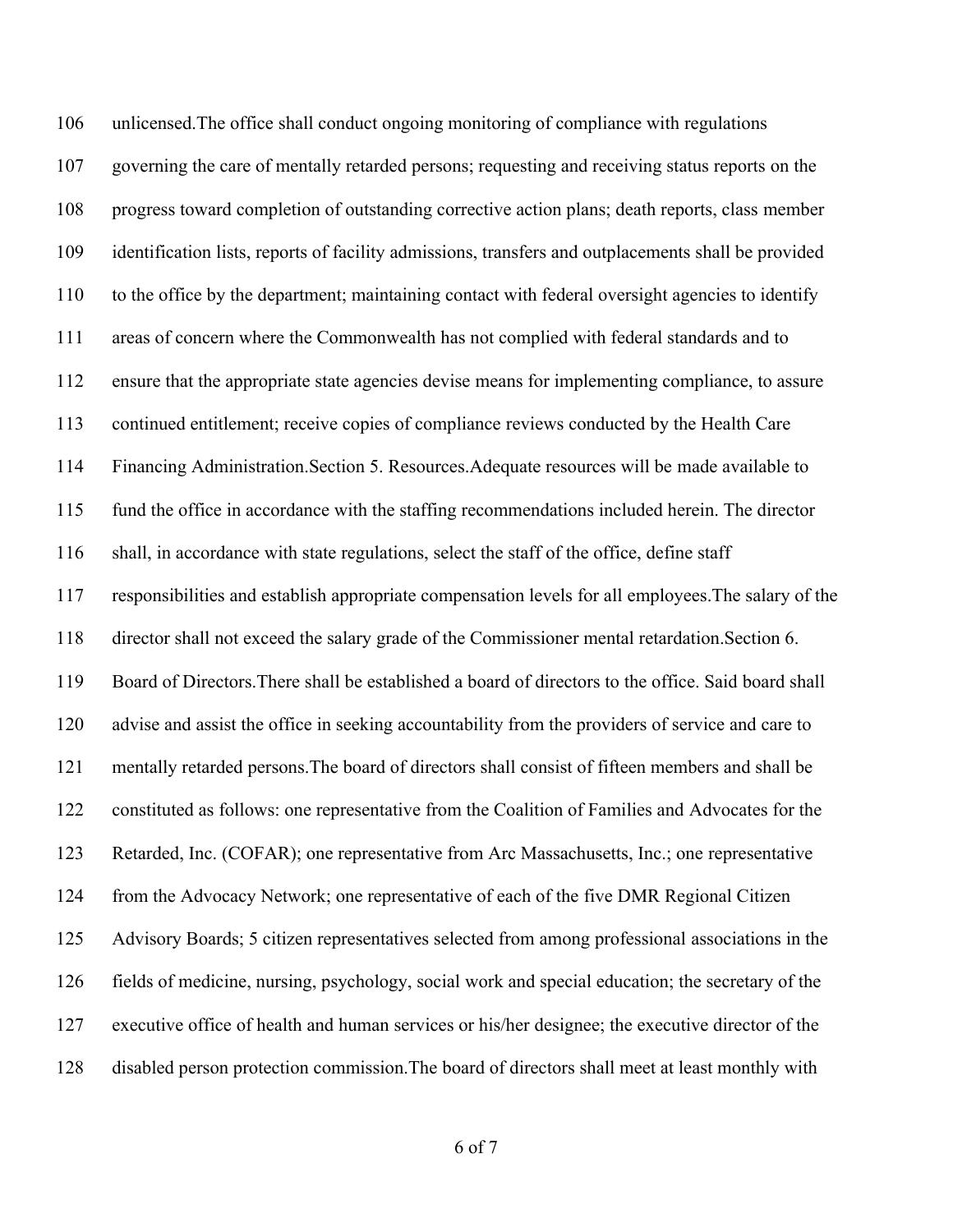unlicensed.The office shall conduct ongoing monitoring of compliance with regulations governing the care of mentally retarded persons; requesting and receiving status reports on the progress toward completion of outstanding corrective action plans; death reports, class member identification lists, reports of facility admissions, transfers and outplacements shall be provided to the office by the department; maintaining contact with federal oversight agencies to identify areas of concern where the Commonwealth has not complied with federal standards and to ensure that the appropriate state agencies devise means for implementing compliance, to assure continued entitlement; receive copies of compliance reviews conducted by the Health Care Financing Administration.Section 5. Resources.Adequate resources will be made available to fund the office in accordance with the staffing recommendations included herein. The director shall, in accordance with state regulations, select the staff of the office, define staff responsibilities and establish appropriate compensation levels for all employees.The salary of the director shall not exceed the salary grade of the Commissioner mental retardation.Section 6. Board of Directors.There shall be established a board of directors to the office. Said board shall advise and assist the office in seeking accountability from the providers of service and care to mentally retarded persons.The board of directors shall consist of fifteen members and shall be constituted as follows: one representative from the Coalition of Families and Advocates for the Retarded, Inc. (COFAR); one representative from Arc Massachusetts, Inc.; one representative from the Advocacy Network; one representative of each of the five DMR Regional Citizen Advisory Boards; 5 citizen representatives selected from among professional associations in the fields of medicine, nursing, psychology, social work and special education; the secretary of the executive office of health and human services or his/her designee; the executive director of the disabled person protection commission.The board of directors shall meet at least monthly with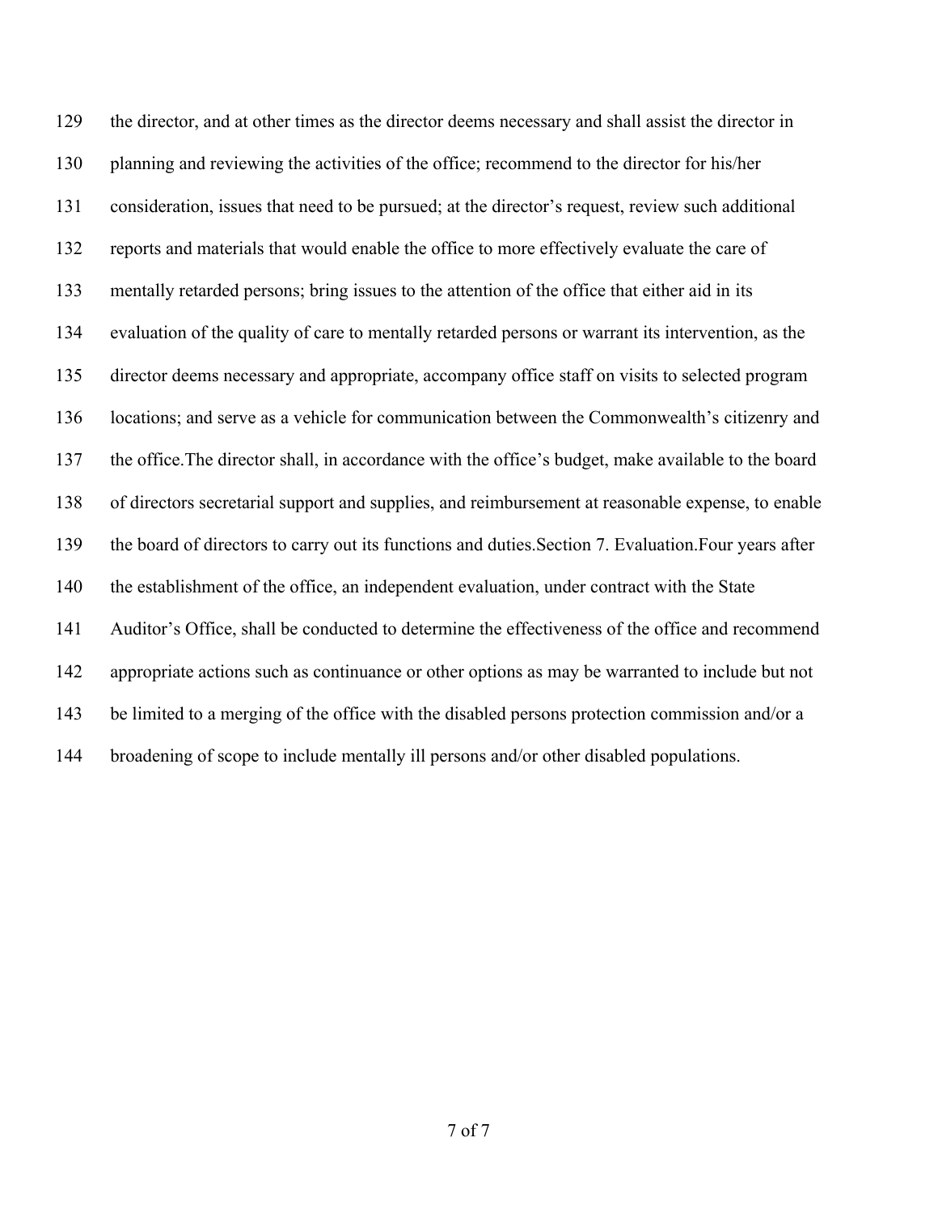the director, and at other times as the director deems necessary and shall assist the director in planning and reviewing the activities of the office; recommend to the director for his/her consideration, issues that need to be pursued; at the director's request, review such additional reports and materials that would enable the office to more effectively evaluate the care of mentally retarded persons; bring issues to the attention of the office that either aid in its evaluation of the quality of care to mentally retarded persons or warrant its intervention, as the director deems necessary and appropriate, accompany office staff on visits to selected program locations; and serve as a vehicle for communication between the Commonwealth's citizenry and the office.The director shall, in accordance with the office's budget, make available to the board of directors secretarial support and supplies, and reimbursement at reasonable expense, to enable the board of directors to carry out its functions and duties.Section 7. Evaluation.Four years after the establishment of the office, an independent evaluation, under contract with the State Auditor's Office, shall be conducted to determine the effectiveness of the office and recommend appropriate actions such as continuance or other options as may be warranted to include but not be limited to a merging of the office with the disabled persons protection commission and/or a broadening of scope to include mentally ill persons and/or other disabled populations.